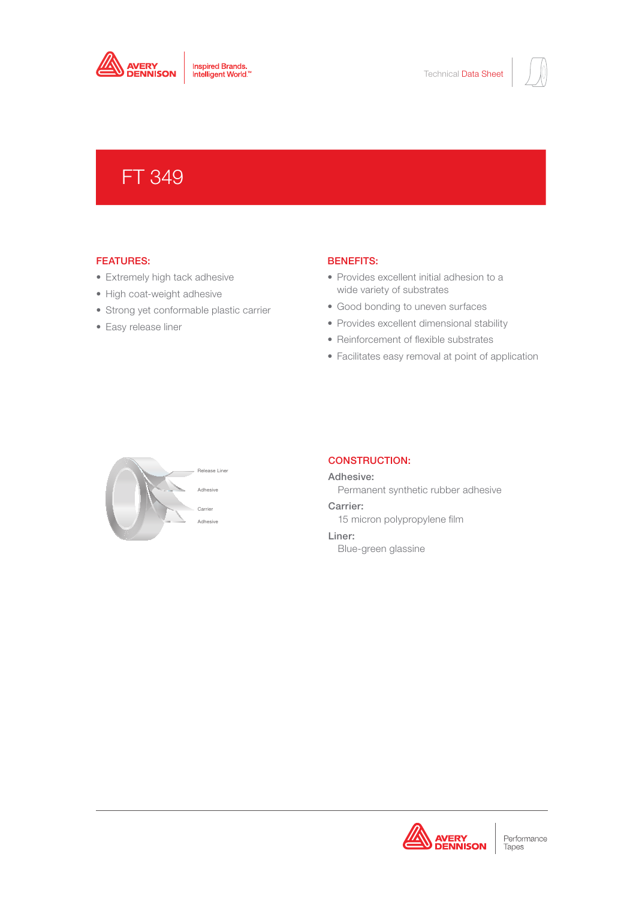# FT 349

## FEATURES:

- Extremely high tack adhesive
- High coat-weight adhesive
- Strong yet conformable plastic carrier
- Easy release liner

## BENEFITS:

- Provides excellent initial adhesion to a wide variety of substrates
- Good bonding to uneven surfaces
- Provides excellent dimensional stability
- Reinforcement of flexible substrates
- Facilitates easy removal at point of application

Release Liner

Adhesive

Carrier

Adhesive

## CONSTRUCTION:

**Adhesive:**
Permanent synthetic rubber adhesive

**Carrier:**
15 micron polypropylene film

**Liner:**
Blue-green glassine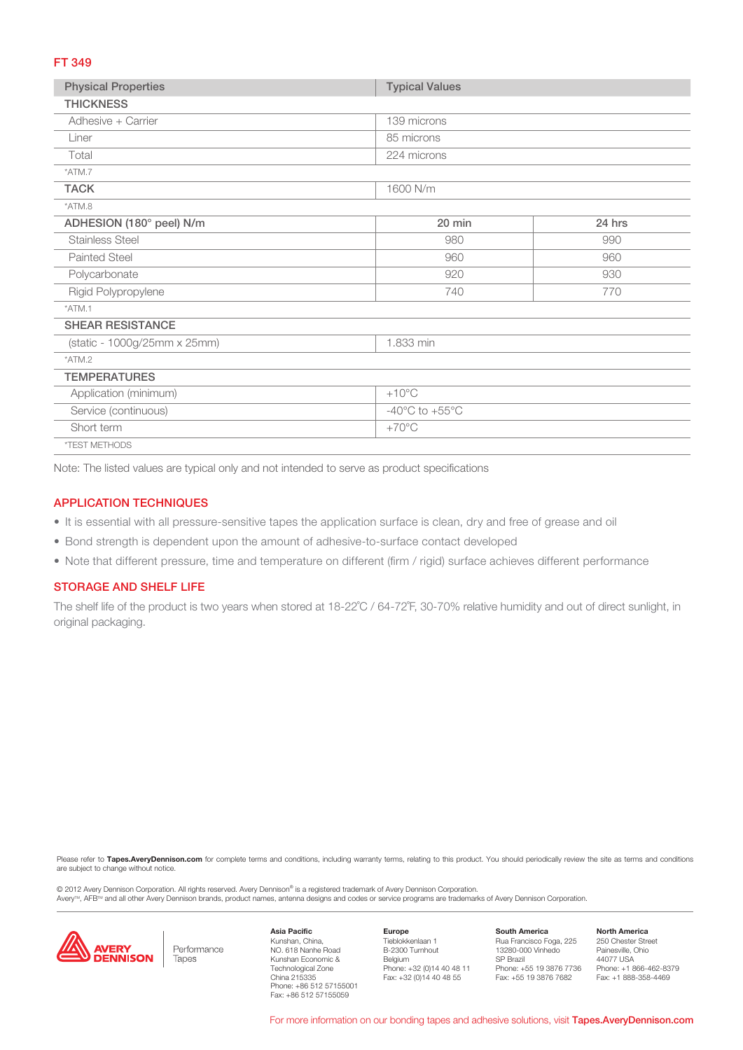FT 349

| Physical Properties | Typical Values | |
|---|---|---|
| **THICKNESS** | | |
| Adhesive + Carrier | 139 microns | |
| Liner | 85 microns | |
| Total | 224 microns | |
| *ATM.7 | | |
| **TACK** | 1600 N/m | |
| *ATM.8 | | |
| **ADHESION (180° peel) N/m** | **20 min** | **24 hrs** |
| Stainless Steel | 980 | 990 |
| Painted Steel | 960 | 960 |
| Polycarbonate | 920 | 930 |
| Rigid Polypropylene | 740 | 770 |
| *ATM.1 | | |
| **SHEAR RESISTANCE** | | |
| (static - 1000g/25mm x 25mm) | 1.833 min | |
| *ATM.2 | | |
| **TEMPERATURES** | | |
| Application (minimum) | +10°C | |
| Service (continuous) | -40°C to +55°C | |
| Short term | +70°C | |
| *TEST METHODS | | |

Note: The listed values are typical only and not intended to serve as product specifications

## APPLICATION TECHNIQUES

- It is essential with all pressure-sensitive tapes the application surface is clean, dry and free of grease and oil
- Bond strength is dependent upon the amount of adhesive-to-surface contact developed
- Note that different pressure, time and temperature on different (firm / rigid) surface achieves different performance

## STORAGE AND SHELF LIFE

The shelf life of the product is two years when stored at 18-22°C / 64-72°F, 30-70% relative humidity and out of direct sunlight, in original packaging.

Please refer to **Tapes.AveryDennison.com** for complete terms and conditions, including warranty terms, relating to this product. You should periodically review the site as terms and conditions are subject to change without notice.

© 2012 Avery Dennison Corporation. All rights reserved. Avery Dennison® is a registered trademark of Avery Dennison Corporation.
Avery™, AFB™ and all other Avery Dennison brands, product names, antenna designs and codes or service programs are trademarks of Avery Dennison Corporation.

AVERY DENNISON Performance Tapes

**Asia Pacific**
Kunshan, China,
NO. 618 Nanhe Road
Kunshan Economic &
Technological Zone
China 215335
Phone: +86 512 57155001
Fax: +86 512 57155059

**Europe**
Tieblokkenlaan 1
B-2300 Turnhout
Belgium
Phone: +32 (0)14 40 48 11
Fax: +32 (0)14 40 48 55

**South America**
Rua Francisco Foga, 225
13280-000 Vinhedo
SP Brazil
Phone: +55 19 3876 7736
Fax: +55 19 3876 7682

**North America**
250 Chester Street
Painesville, Ohio
44077 USA
Phone: +1 866-462-8379
Fax: +1 888-358-4469

For more information on our bonding tapes and adhesive solutions, visit **Tapes.AveryDennison.com**